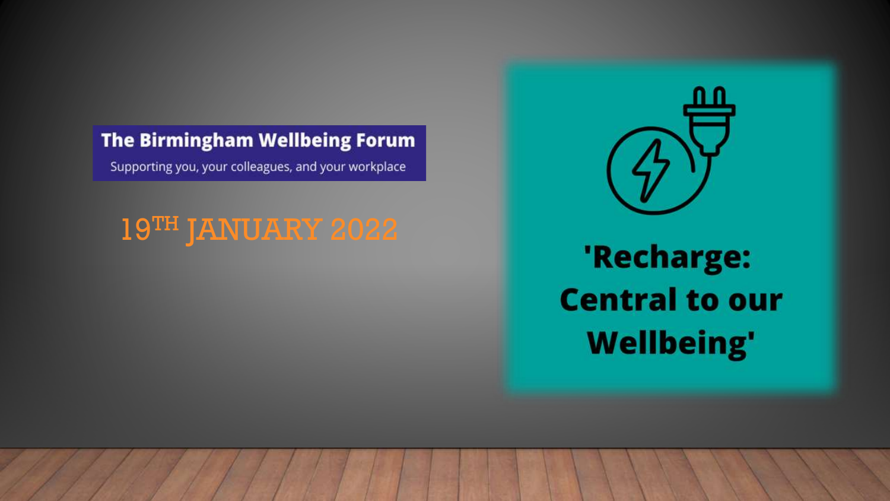**The Birmingham Wellbeing Forum**

Supporting you, your colleagues, and your workplace

19TH JANUARY 2022

# 'Recharge: Central to our Wellbeing'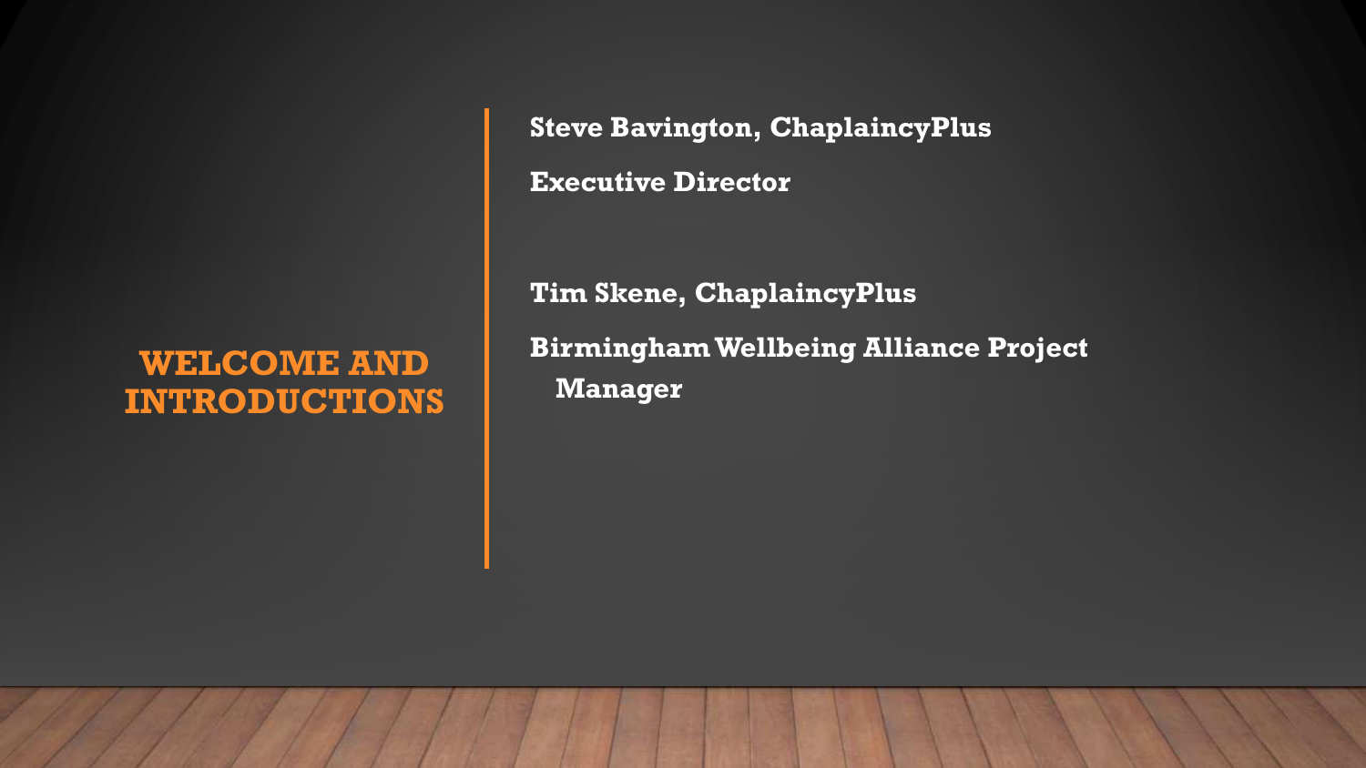# WELCOME AND INTRODUCTIONS

**Steve Bavington, ChaplaincyPlus**

**Executive Director**

**Tim Skene, ChaplaincyPlus**

**Birmingham Wellbeing Alliance Project Manager**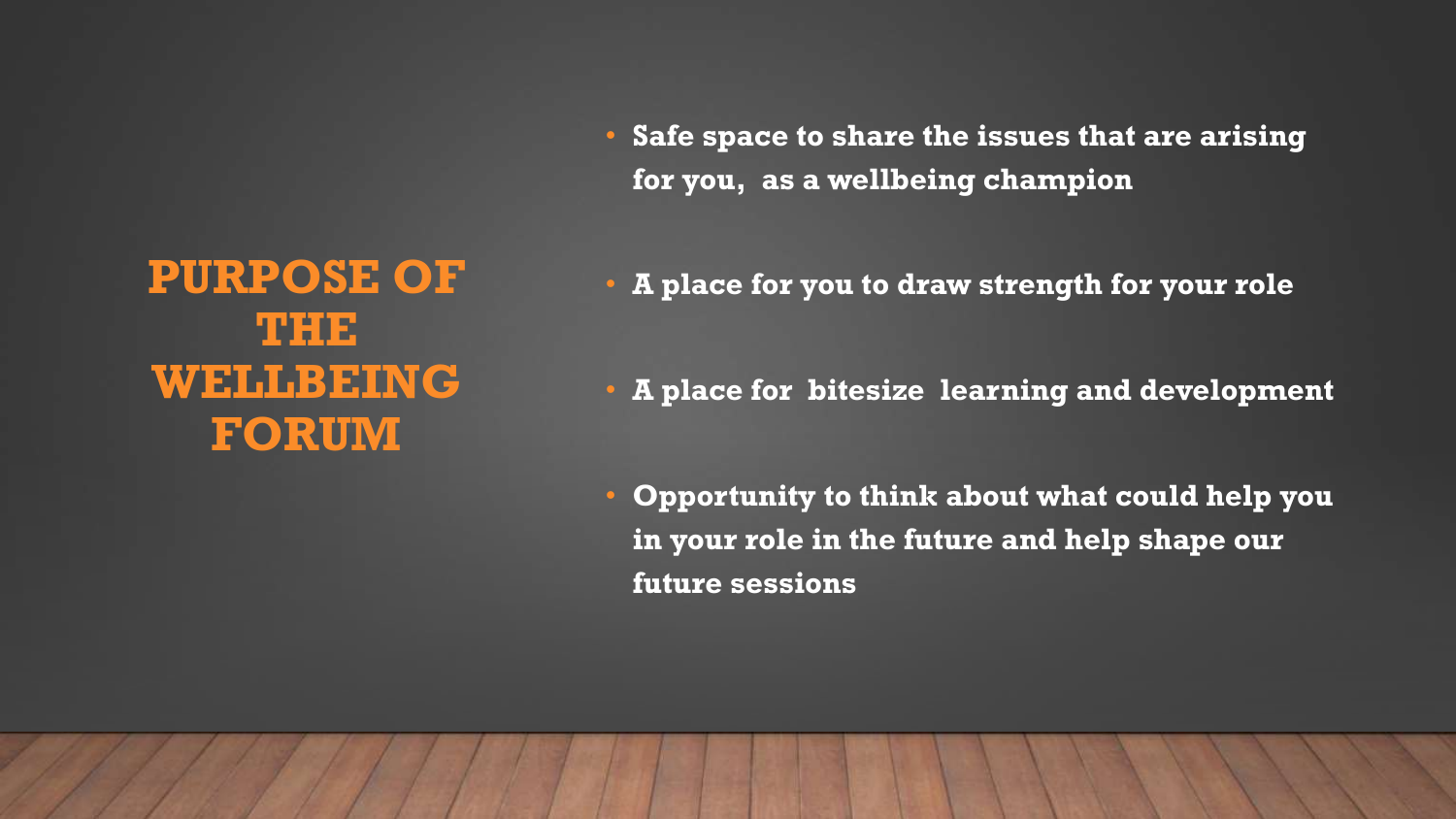# PURPOSE OF THE WELLBEING FORUM

- **Safe space to share the issues that are arising for you, as a wellbeing champion**
- **A place for you to draw strength for your role**
- **A place for bitesize learning and development**
- **Opportunity to think about what could help you in your role in the future and help shape our future sessions**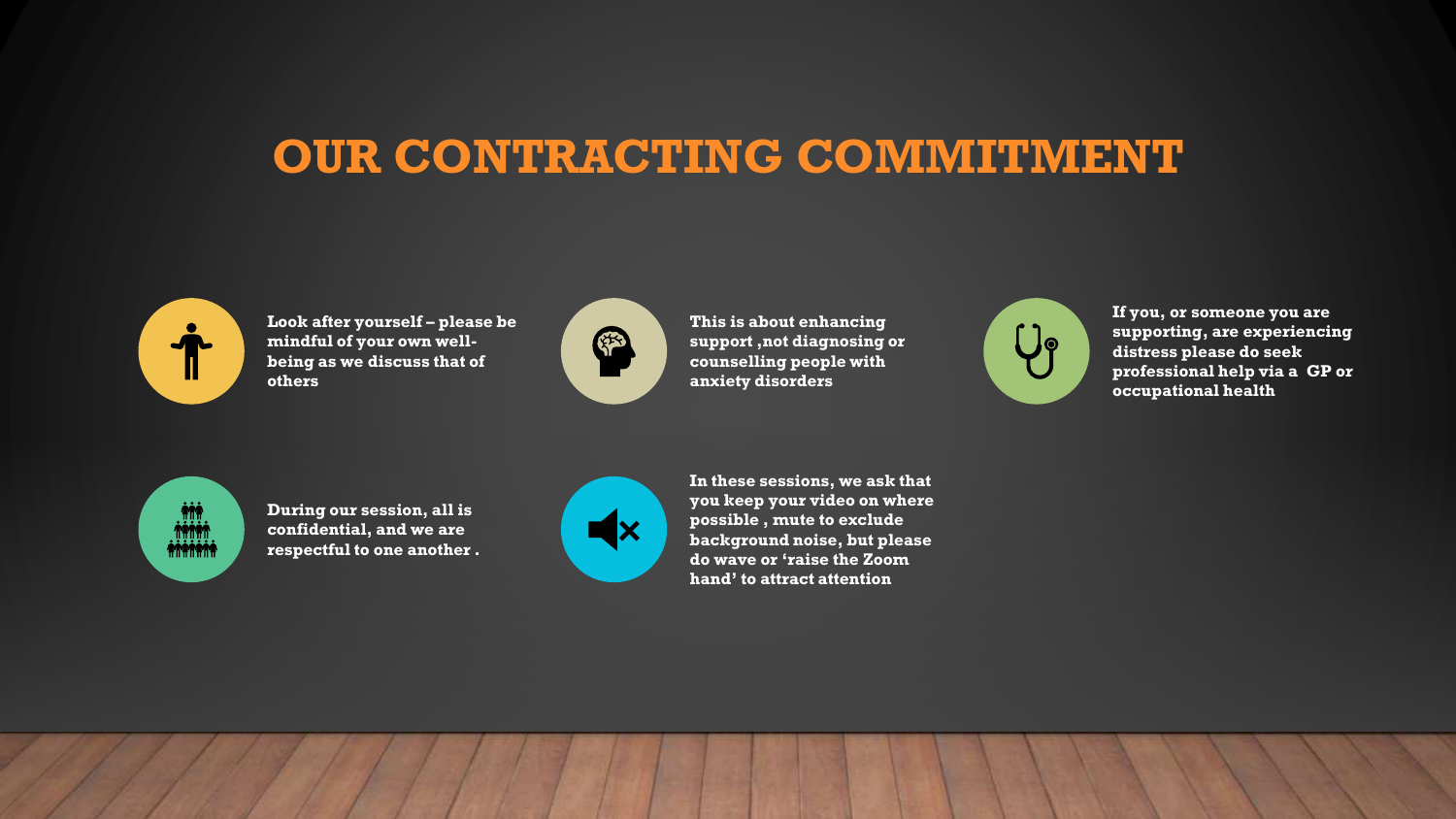# OUR CONTRACTING COMMITMENT

- **Look after yourself – please be mindful of your own well-being as we discuss that of others**
- **This is about enhancing support ,not diagnosing or counselling people with anxiety disorders**
- **If you, or someone you are supporting, are experiencing distress please do seek professional help via a GP or occupational health**
- **During our session, all is confidential, and we are respectful to one another .**
- **In these sessions, we ask that you keep your video on where possible , mute to exclude background noise, but please do wave or 'raise the Zoom hand' to attract attention**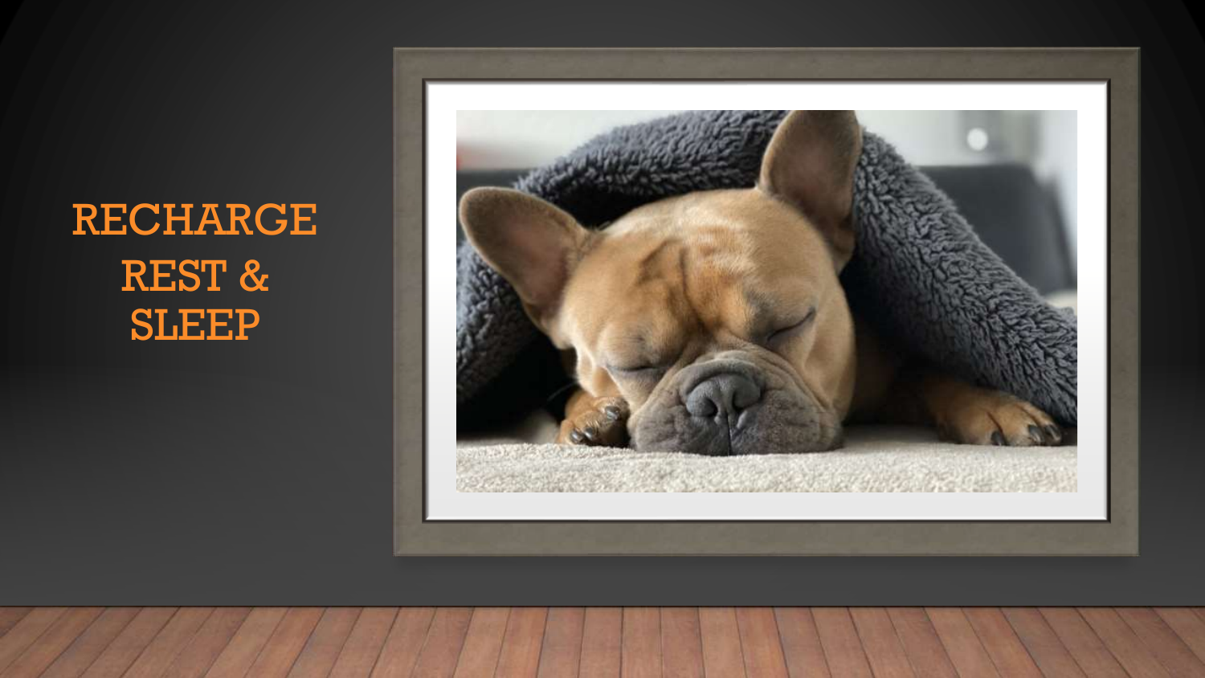# RECHARGE REST & SLEEP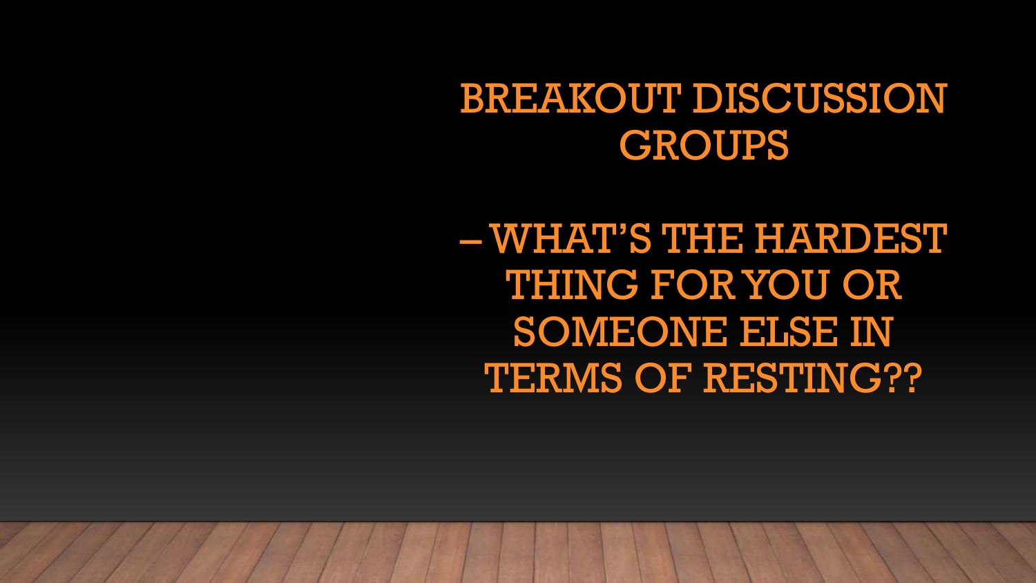# BREAKOUT DISCUSSION GROUPS

– WHAT'S THE HARDEST THING FOR YOU OR SOMEONE ELSE IN TERMS OF RESTING??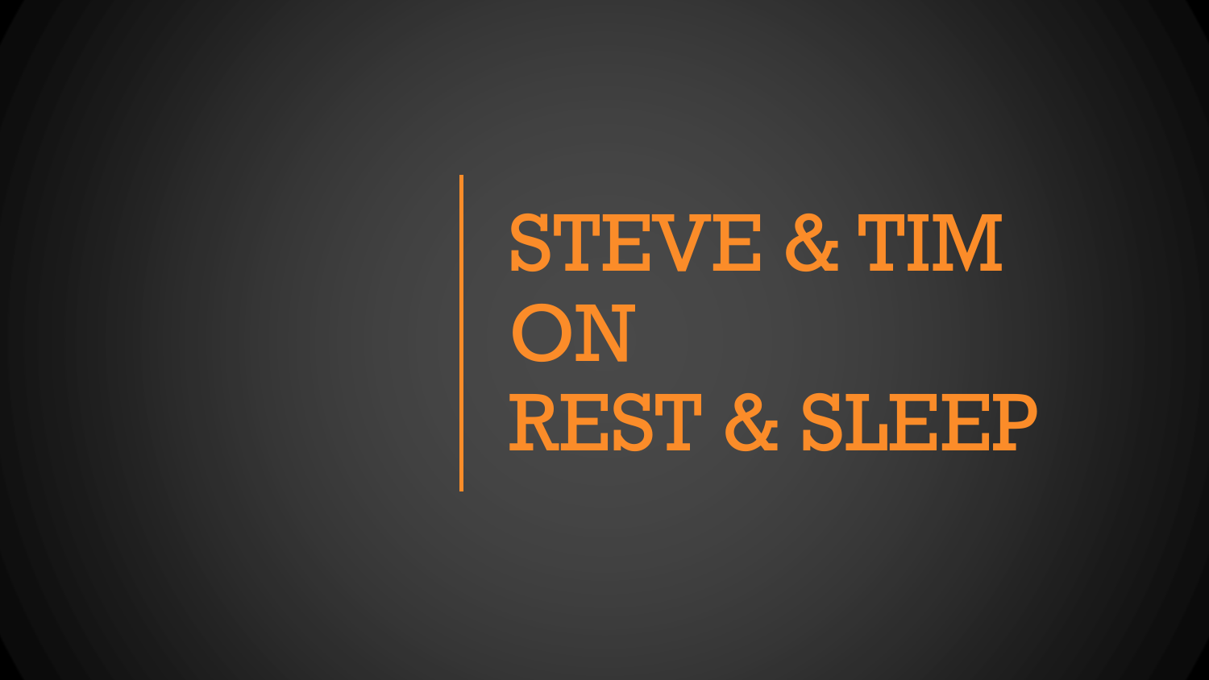# STEVE & TIM ON REST & SLEEP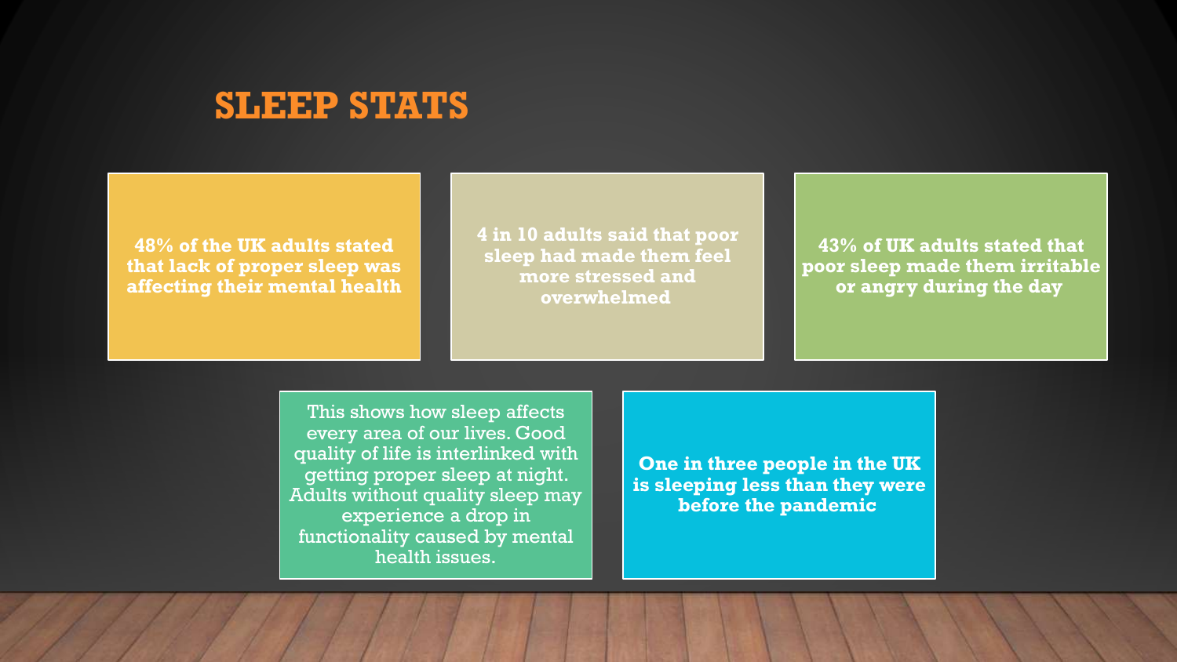# SLEEP STATS

**48% of the UK adults stated that lack of proper sleep was affecting their mental health**

**4 in 10 adults said that poor sleep had made them feel more stressed and overwhelmed**

**43% of UK adults stated that poor sleep made them irritable or angry during the day**

This shows how sleep affects every area of our lives. Good quality of life is interlinked with getting proper sleep at night. Adults without quality sleep may experience a drop in functionality caused by mental health issues.

**One in three people in the UK is sleeping less than they were before the pandemic**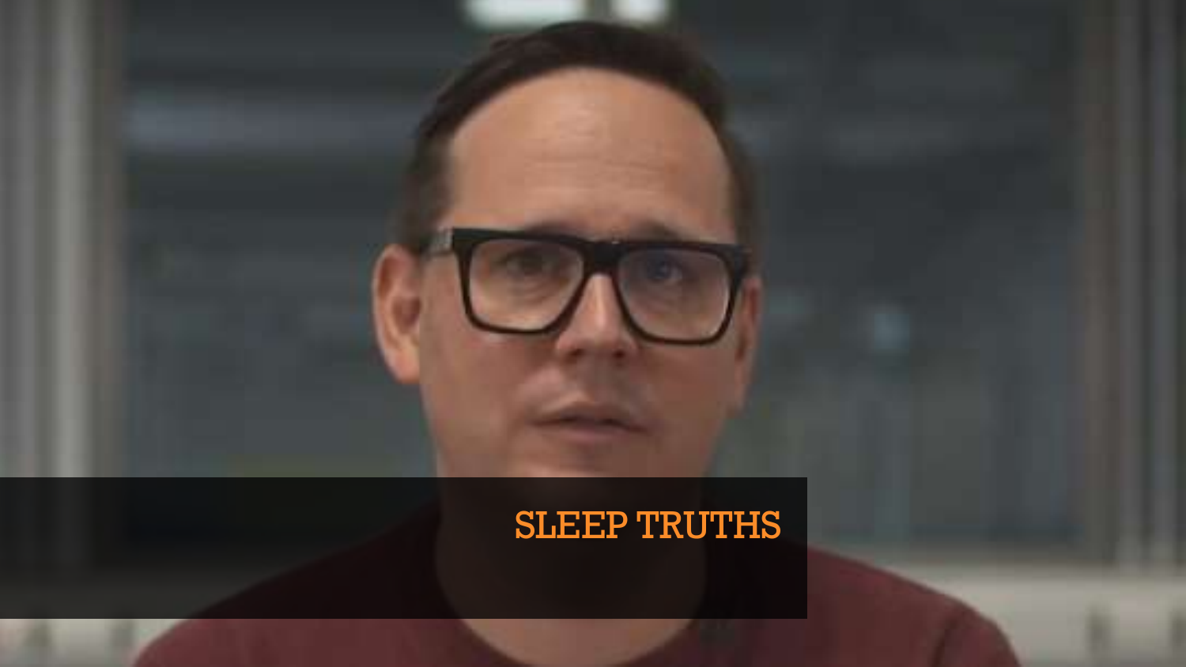SLEEP TRUTHS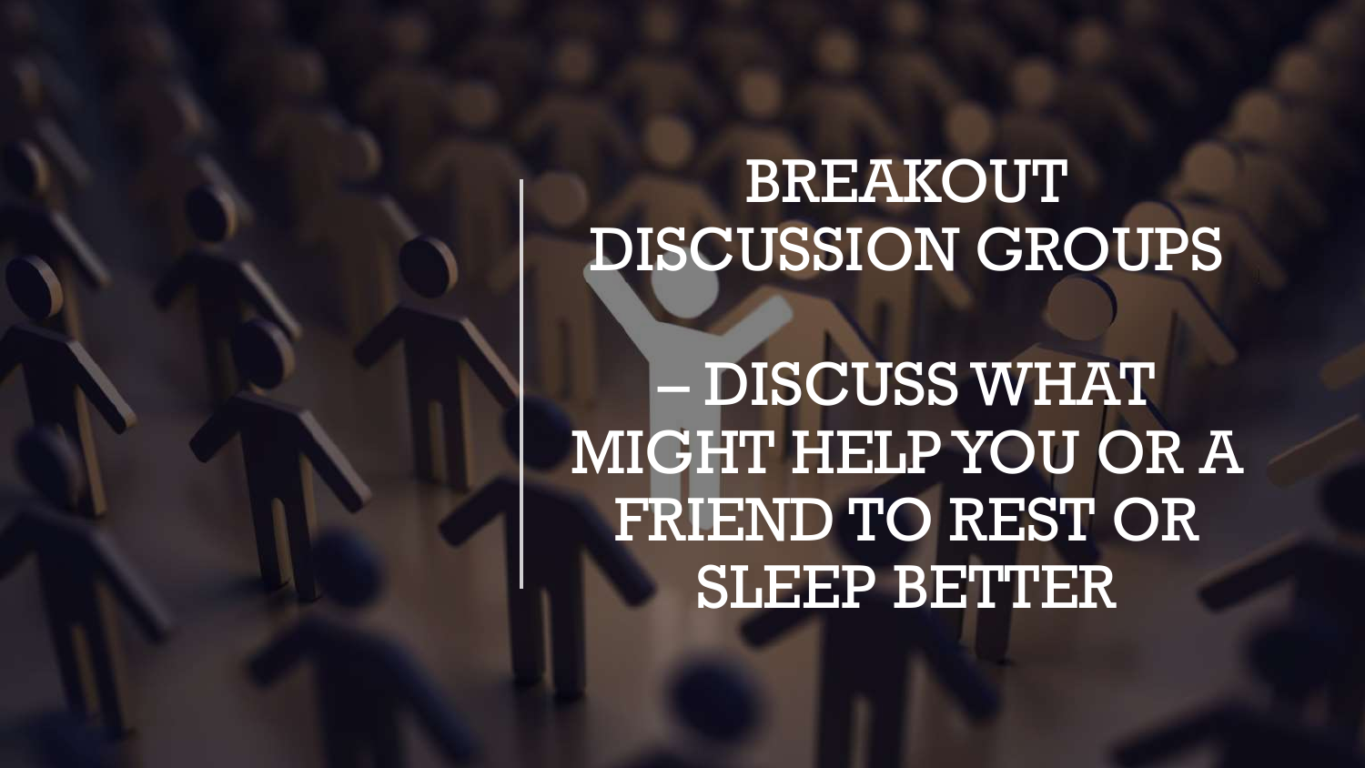# BREAKOUT DISCUSSION GROUPS

– DISCUSS WHAT MIGHT HELP YOU OR A FRIEND TO REST OR SLEEP BETTER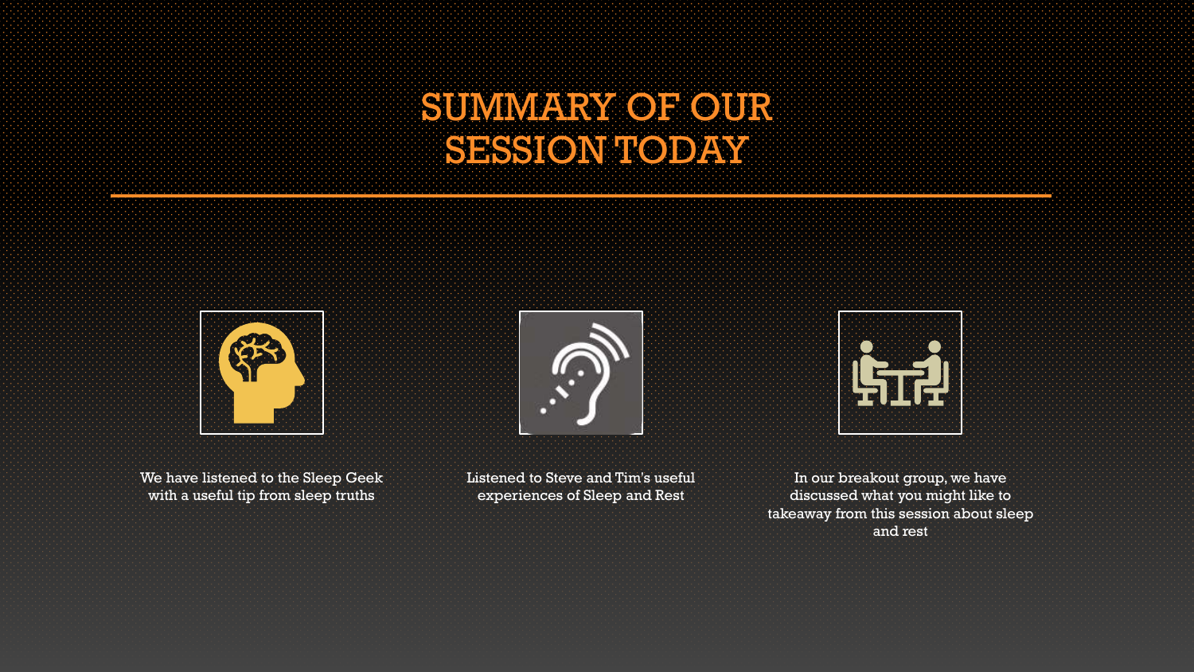# SUMMARY OF OUR SESSION TODAY

We have listened to the Sleep Geek with a useful tip from sleep truths

Listened to Steve and Tim's useful experiences of Sleep and Rest

In our breakout group, we have discussed what you might like to takeaway from this session about sleep and rest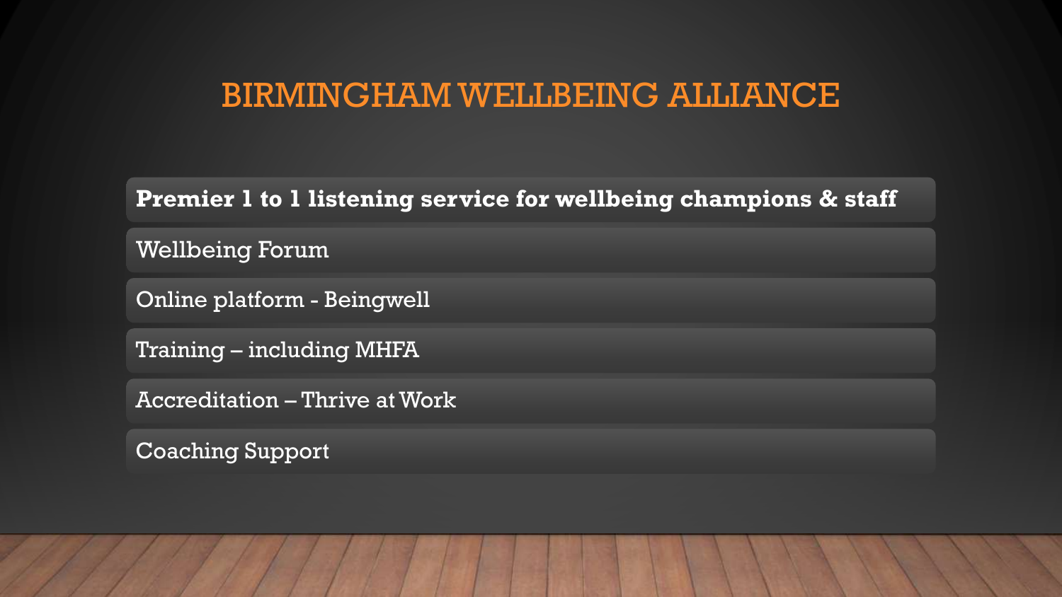# BIRMINGHAM WELLBEING ALLIANCE

- **Premier 1 to 1 listening service for wellbeing champions & staff**
- Wellbeing Forum
- Online platform - Beingwell
- Training – including MHFA
- Accreditation – Thrive at Work
- Coaching Support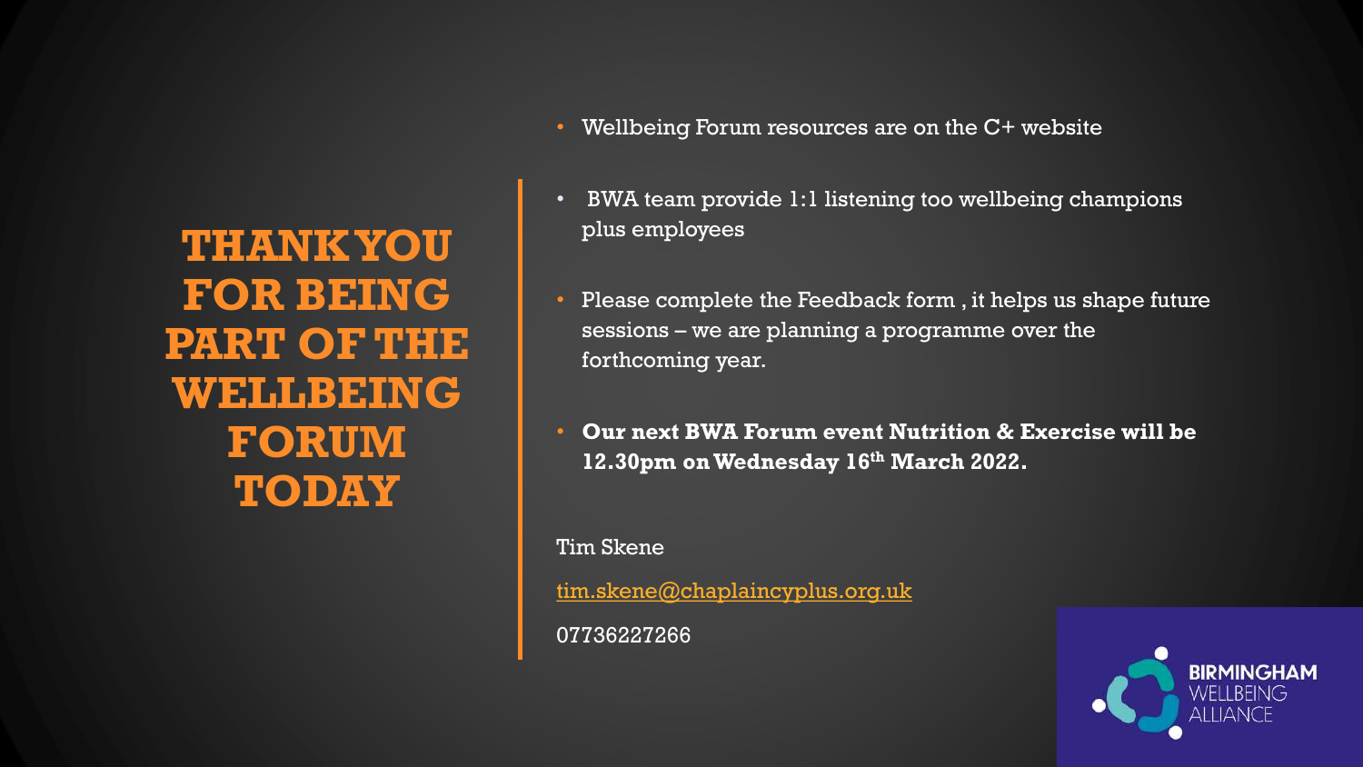# THANK YOU FOR BEING PART OF THE WELLBEING FORUM TODAY

- Wellbeing Forum resources are on the C+ website
- BWA team provide 1:1 listening too wellbeing champions plus employees
- Please complete the Feedback form , it helps us shape future sessions – we are planning a programme over the forthcoming year.
- **Our next BWA Forum event Nutrition & Exercise will be 12.30pm on Wednesday 16th March 2022.**

Tim Skene

tim.skene@chaplaincyplus.org.uk

07736227266

BIRMINGHAM WELLBEING ALLIANCE